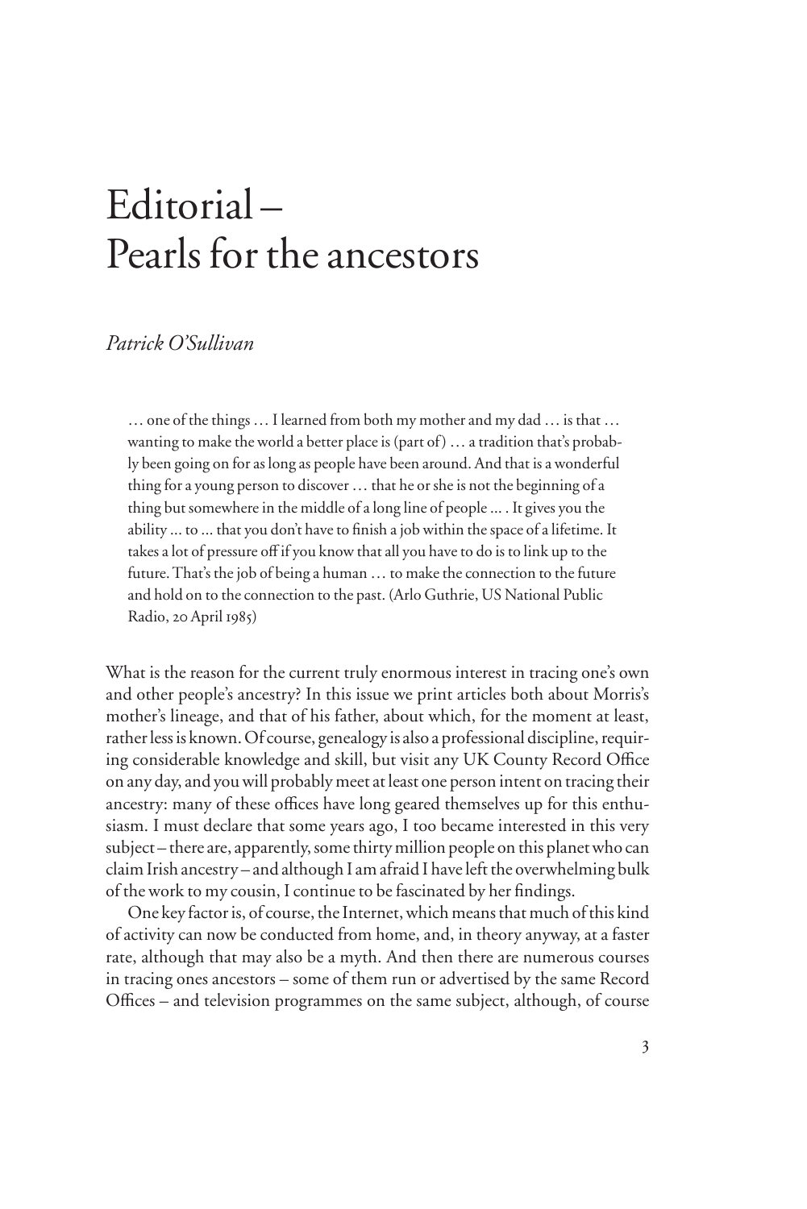# Editorial – Pearls for the ancestors

*Patrick O'Sullivan*

> … one of the things … I learned from both my mother and my dad … is that … wanting to make the world a better place is (part of) … a tradition that's probably been going on for as long as people have been around. And that is a wonderful thing for a young person to discover … that he or she is not the beginning of a thing but somewhere in the middle of a long line of people ... . It gives you the ability ... to ... that you don't have to finish a job within the space of a lifetime. It takes a lot of pressure off if you know that all you have to do is to link up to the future. That's the job of being a human … to make the connection to the future and hold on to the connection to the past. (Arlo Guthrie, US National Public Radio, 20 April 1985)

What is the reason for the current truly enormous interest in tracing one's own and other people's ancestry? In this issue we print articles both about Morris's mother's lineage, and that of his father, about which, for the moment at least, rather less is known. Of course, genealogy is also a professional discipline, requiring considerable knowledge and skill, but visit any UK County Record Office on any day, and you will probably meet at least one person intent on tracing their ancestry: many of these offices have long geared themselves up for this enthusiasm. I must declare that some years ago, I too became interested in this very subject – there are, apparently, some thirty million people on this planet who can claim Irish ancestry – and although I am afraid I have left the overwhelming bulk of the work to my cousin, I continue to be fascinated by her findings.

One key factor is, of course, the Internet, which means that much of this kind of activity can now be conducted from home, and, in theory anyway, at a faster rate, although that may also be a myth. And then there are numerous courses in tracing ones ancestors – some of them run or advertised by the same Record Offices – and television programmes on the same subject, although, of course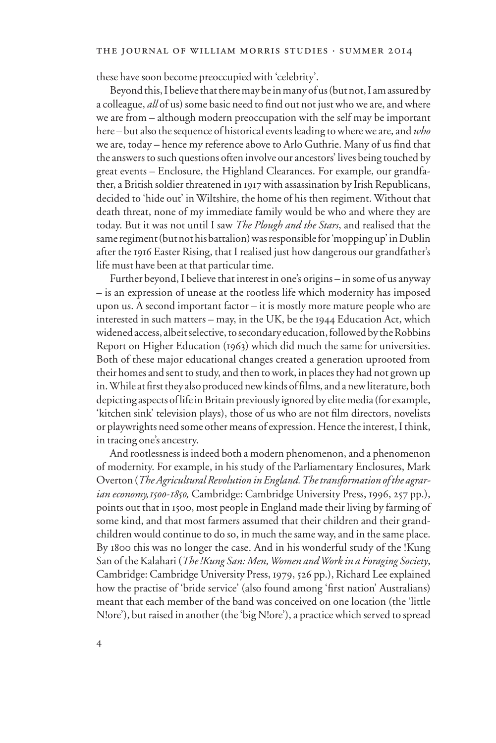these have soon become preoccupied with 'celebrity'.

Beyond this, I believe that there may be in many of us (but not, I am assured by a colleague, *all* of us) some basic need to find out not just who we are, and where we are from – although modern preoccupation with the self may be important here – but also the sequence of historical events leading to where we are, and *who* we are, today – hence my reference above to Arlo Guthrie. Many of us find that the answers to such questions often involve our ancestors' lives being touched by great events – Enclosure, the Highland Clearances. For example, our grandfather, a British soldier threatened in 1917 with assassination by Irish Republicans, decided to 'hide out' in Wiltshire, the home of his then regiment. Without that death threat, none of my immediate family would be who and where they are today. But it was not until I saw *The Plough and the Stars*, and realised that the same regiment (but not his battalion) was responsible for 'mopping up' in Dublin after the 1916 Easter Rising, that I realised just how dangerous our grandfather's life must have been at that particular time.

Further beyond, I believe that interest in one's origins – in some of us anyway – is an expression of unease at the rootless life which modernity has imposed upon us. A second important factor – it is mostly more mature people who are interested in such matters – may, in the UK, be the 1944 Education Act, which widened access, albeit selective, to secondary education, followed by the Robbins Report on Higher Education (1963) which did much the same for universities. Both of these major educational changes created a generation uprooted from their homes and sent to study, and then to work, in places they had not grown up in. While at first they also produced new kinds of films, and a new literature, both depicting aspects of life in Britain previously ignored by elite media (for example, 'kitchen sink' television plays), those of us who are not film directors, novelists or playwrights need some other means of expression. Hence the interest, I think, in tracing one's ancestry.

And rootlessness is indeed both a modern phenomenon, and a phenomenon of modernity. For example, in his study of the Parliamentary Enclosures, Mark Overton (*The Agricultural Revolution in England. The transformation of the agrarian economy, 1500-1850,* Cambridge: Cambridge University Press, 1996, 257 pp.), points out that in 1500, most people in England made their living by farming of some kind, and that most farmers assumed that their children and their grandchildren would continue to do so, in much the same way, and in the same place. By 1800 this was no longer the case. And in his wonderful study of the !Kung San of the Kalahari (*The !Kung San: Men, Women and Work in a Foraging Society*, Cambridge: Cambridge University Press, 1979, 526 pp.), Richard Lee explained how the practise of 'bride service' (also found among 'first nation' Australians) meant that each member of the band was conceived on one location (the 'little N!ore'), but raised in another (the 'big N!ore'), a practice which served to spread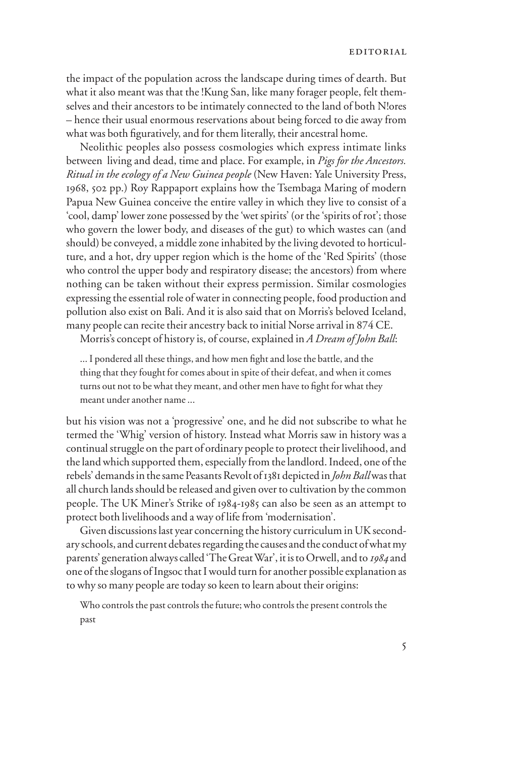the impact of the population across the landscape during times of dearth. But what it also meant was that the !Kung San, like many forager people, felt themselves and their ancestors to be intimately connected to the land of both N!ores – hence their usual enormous reservations about being forced to die away from what was both figuratively, and for them literally, their ancestral home.

Neolithic peoples also possess cosmologies which express intimate links between living and dead, time and place. For example, in *Pigs for the Ancestors. Ritual in the ecology of a New Guinea people* (New Haven: Yale University Press, 1968, 502 pp.) Roy Rappaport explains how the Tsembaga Maring of modern Papua New Guinea conceive the entire valley in which they live to consist of a 'cool, damp' lower zone possessed by the 'wet spirits' (or the 'spirits of rot'; those who govern the lower body, and diseases of the gut) to which wastes can (and should) be conveyed, a middle zone inhabited by the living devoted to horticulture, and a hot, dry upper region which is the home of the 'Red Spirits' (those who control the upper body and respiratory disease; the ancestors) from where nothing can be taken without their express permission. Similar cosmologies expressing the essential role of water in connecting people, food production and pollution also exist on Bali. And it is also said that on Morris's beloved Iceland, many people can recite their ancestry back to initial Norse arrival in 874 CE.

Morris's concept of history is, of course, explained in *A Dream of John Ball*:

> ... I pondered all these things, and how men fight and lose the battle, and the thing that they fought for comes about in spite of their defeat, and when it comes turns out not to be what they meant, and other men have to fight for what they meant under another name ...

but his vision was not a 'progressive' one, and he did not subscribe to what he termed the 'Whig' version of history. Instead what Morris saw in history was a continual struggle on the part of ordinary people to protect their livelihood, and the land which supported them, especially from the landlord. Indeed, one of the rebels' demands in the same Peasants Revolt of 1381 depicted in *John Ball* was that all church lands should be released and given over to cultivation by the common people. The UK Miner's Strike of 1984-1985 can also be seen as an attempt to protect both livelihoods and a way of life from 'modernisation'.

Given discussions last year concerning the history curriculum in UK secondary schools, and current debates regarding the causes and the conduct of what my parents' generation always called 'The Great War', it is to Orwell, and to *1984* and one of the slogans of Ingsoc that I would turn for another possible explanation as to why so many people are today so keen to learn about their origins:

> Who controls the past controls the future; who controls the present controls the past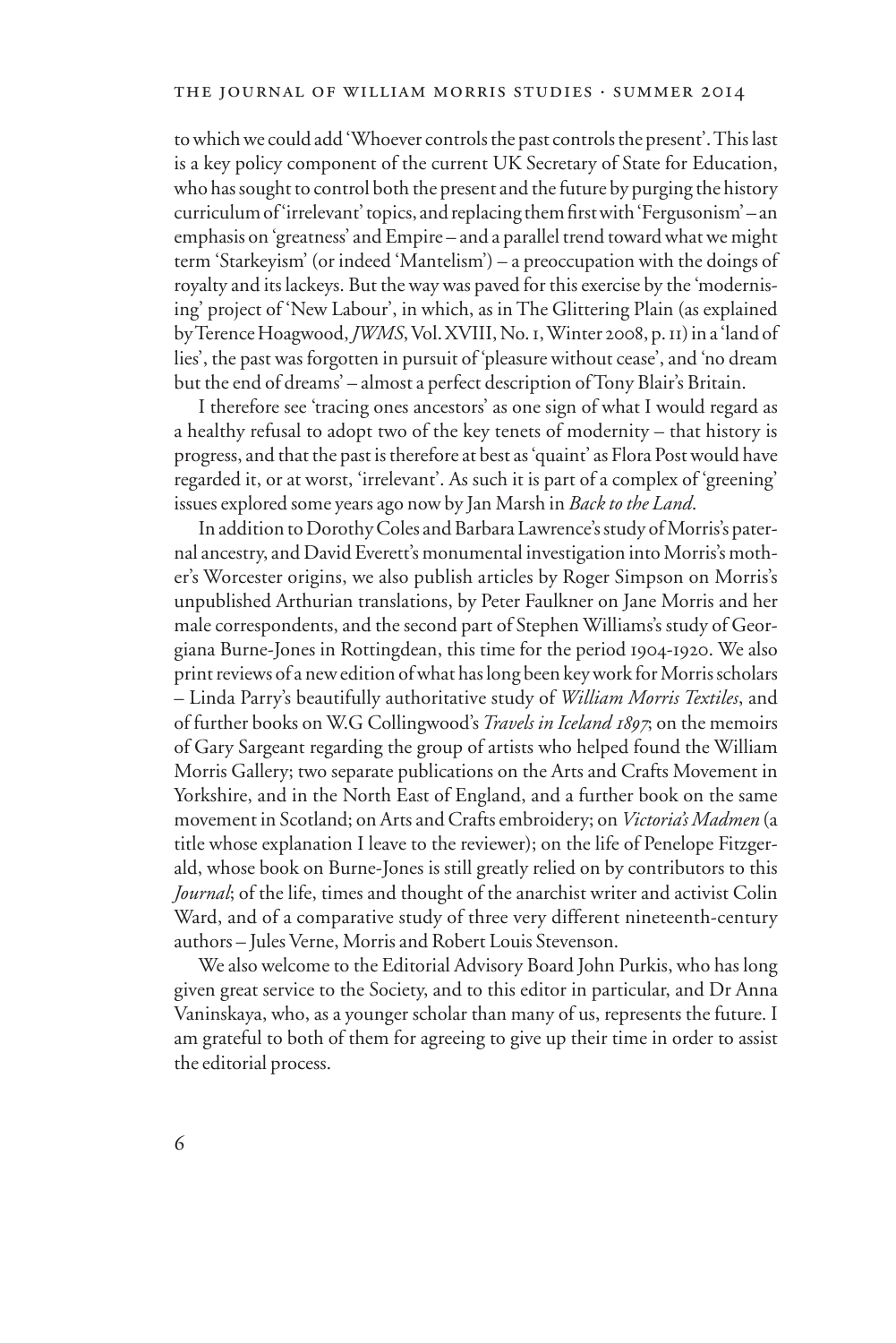to which we could add 'Whoever controls the past controls the present'. This last is a key policy component of the current UK Secretary of State for Education, who has sought to control both the present and the future by purging the history curriculum of 'irrelevant' topics, and replacing them first with 'Fergusonism' – an emphasis on 'greatness' and Empire – and a parallel trend toward what we might term 'Starkeyism' (or indeed 'Mantelism') – a preoccupation with the doings of royalty and its lackeys. But the way was paved for this exercise by the 'modernising' project of 'New Labour', in which, as in The Glittering Plain (as explained by Terence Hoagwood, *JWMS*, Vol. XVIII, No. 1, Winter 2008, p. 11) in a 'land of lies', the past was forgotten in pursuit of 'pleasure without cease', and 'no dream but the end of dreams' – almost a perfect description of Tony Blair's Britain.

I therefore see 'tracing ones ancestors' as one sign of what I would regard as a healthy refusal to adopt two of the key tenets of modernity – that history is progress, and that the past is therefore at best as 'quaint' as Flora Post would have regarded it, or at worst, 'irrelevant'. As such it is part of a complex of 'greening' issues explored some years ago now by Jan Marsh in *Back to the Land*.

In addition to Dorothy Coles and Barbara Lawrence's study of Morris's paternal ancestry, and David Everett's monumental investigation into Morris's mother's Worcester origins, we also publish articles by Roger Simpson on Morris's unpublished Arthurian translations, by Peter Faulkner on Jane Morris and her male correspondents, and the second part of Stephen Williams's study of Georgiana Burne-Jones in Rottingdean, this time for the period 1904-1920. We also print reviews of a new edition of what has long been key work for Morris scholars – Linda Parry's beautifully authoritative study of *William Morris Textiles*, and of further books on W.G Collingwood's *Travels in Iceland 1897*; on the memoirs of Gary Sargeant regarding the group of artists who helped found the William Morris Gallery; two separate publications on the Arts and Crafts Movement in Yorkshire, and in the North East of England, and a further book on the same movement in Scotland; on Arts and Crafts embroidery; on *Victoria's Madmen* (a title whose explanation I leave to the reviewer); on the life of Penelope Fitzgerald, whose book on Burne-Jones is still greatly relied on by contributors to this *Journal*; of the life, times and thought of the anarchist writer and activist Colin Ward, and of a comparative study of three very different nineteenth-century authors – Jules Verne, Morris and Robert Louis Stevenson.

We also welcome to the Editorial Advisory Board John Purkis, who has long given great service to the Society, and to this editor in particular, and Dr Anna Vaninskaya, who, as a younger scholar than many of us, represents the future. I am grateful to both of them for agreeing to give up their time in order to assist the editorial process.